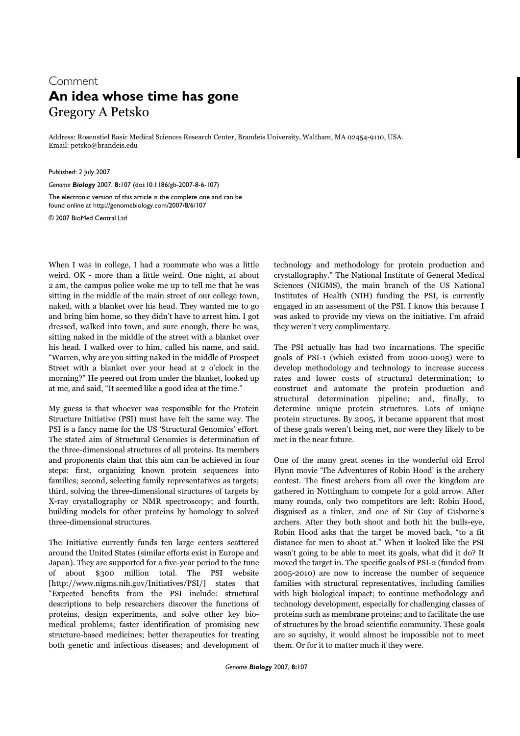Comment

# An idea whose time has gone

Gregory A Petsko

Address: Rosenstiel Basic Medical Sciences Research Center, Brandeis University, Waltham, MA 02454-9110, USA.
Email: petsko@brandeis.edu

Published: 2 July 2007

*Genome **Biology*** 2007, **8:**107 (doi:10.1186/gb-2007-8-6-107)

The electronic version of this article is the complete one and can be found online at http://genomebiology.com/2007/8/6/107

© 2007 BioMed Central Ltd

When I was in college, I had a roommate who was a little weird. OK - more than a little weird. One night, at about 2 am, the campus police woke me up to tell me that he was sitting in the middle of the main street of our college town, naked, with a blanket over his head. They wanted me to go and bring him home, so they didn't have to arrest him. I got dressed, walked into town, and sure enough, there he was, sitting naked in the middle of the street with a blanket over his head. I walked over to him, called his name, and said, "Warren, why are you sitting naked in the middle of Prospect Street with a blanket over your head at 2 o'clock in the morning?" He peered out from under the blanket, looked up at me, and said, "It seemed like a good idea at the time."

My guess is that whoever was responsible for the Protein Structure Initiative (PSI) must have felt the same way. The PSI is a fancy name for the US 'Structural Genomics' effort. The stated aim of Structural Genomics is determination of the three-dimensional structures of all proteins. Its members and proponents claim that this aim can be achieved in four steps: first, organizing known protein sequences into families; second, selecting family representatives as targets; third, solving the three-dimensional structures of targets by X-ray crystallography or NMR spectroscopy; and fourth, building models for other proteins by homology to solved three-dimensional structures.

The Initiative currently funds ten large centers scattered around the United States (similar efforts exist in Europe and Japan). They are supported for a five-year period to the tune of about $300 million total. The PSI website [http://www.nigms.nih.gov/Initiatives/PSI/] states that "Expected benefits from the PSI include: structural descriptions to help researchers discover the functions of proteins, design experiments, and solve other key biomedical problems; faster identification of promising new structure-based medicines; better therapeutics for treating both genetic and infectious diseases; and development of technology and methodology for protein production and crystallography." The National Institute of General Medical Sciences (NIGMS), the main branch of the US National Institutes of Health (NIH) funding the PSI, is currently engaged in an assessment of the PSI. I know this because I was asked to provide my views on the initiative. I'm afraid they weren't very complimentary.

The PSI actually has had two incarnations. The specific goals of PSI-1 (which existed from 2000-2005) were to develop methodology and technology to increase success rates and lower costs of structural determination; to construct and automate the protein production and structural determination pipeline; and, finally, to determine unique protein structures. Lots of unique protein structures. By 2005, it became apparent that most of these goals weren't being met, nor were they likely to be met in the near future.

One of the many great scenes in the wonderful old Errol Flynn movie 'The Adventures of Robin Hood' is the archery contest. The finest archers from all over the kingdom are gathered in Nottingham to compete for a gold arrow. After many rounds, only two competitors are left: Robin Hood, disguised as a tinker, and one of Sir Guy of Gisborne's archers. After they both shoot and both hit the bulls-eye, Robin Hood asks that the target be moved back, "to a fit distance for men to shoot at." When it looked like the PSI wasn't going to be able to meet its goals, what did it do? It moved the target in. The specific goals of PSI-2 (funded from 2005-2010) are now to increase the number of sequence families with structural representatives, including families with high biological impact; to continue methodology and technology development, especially for challenging classes of proteins such as membrane proteins; and to facilitate the use of structures by the broad scientific community. These goals are so squishy, it would almost be impossible not to meet them. Or for it to matter much if they were.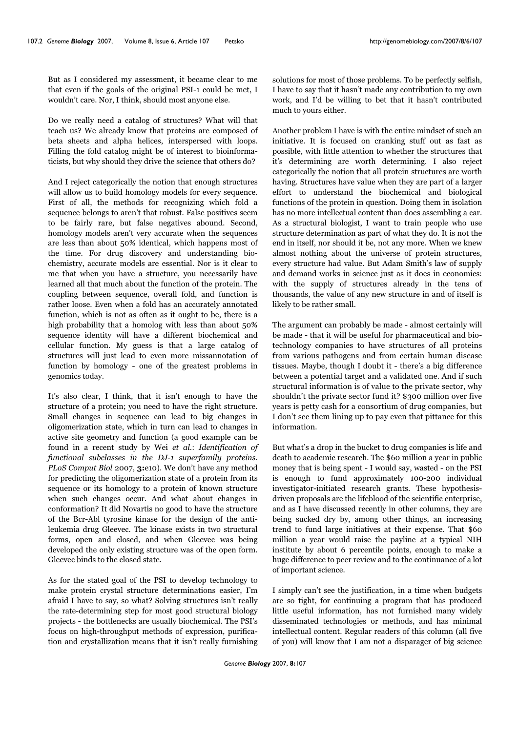But as I considered my assessment, it became clear to me that even if the goals of the original PSI-1 could be met, I wouldn't care. Nor, I think, should most anyone else.

Do we really need a catalog of structures? What will that teach us? We already know that proteins are composed of beta sheets and alpha helices, interspersed with loops. Filling the fold catalog might be of interest to bioinformaticists, but why should they drive the science that others do?

And I reject categorically the notion that enough structures will allow us to build homology models for every sequence. First of all, the methods for recognizing which fold a sequence belongs to aren't that robust. False positives seem to be fairly rare, but false negatives abound. Second, homology models aren't very accurate when the sequences are less than about 50% identical, which happens most of the time. For drug discovery and understanding biochemistry, accurate models are essential. Nor is it clear to me that when you have a structure, you necessarily have learned all that much about the function of the protein. The coupling between sequence, overall fold, and function is rather loose. Even when a fold has an accurately annotated function, which is not as often as it ought to be, there is a high probability that a homolog with less than about 50% sequence identity will have a different biochemical and cellular function. My guess is that a large catalog of structures will just lead to even more missannotation of function by homology - one of the greatest problems in genomics today.

It's also clear, I think, that it isn't enough to have the structure of a protein; you need to have the right structure. Small changes in sequence can lead to big changes in oligomerization state, which in turn can lead to changes in active site geometry and function (a good example can be found in a recent study by Wei *et al.*: *Identification of functional subclasses in the DJ-1 superfamily proteins. PLoS Comput Biol* 2007, **3:**e10). We don't have any method for predicting the oligomerization state of a protein from its sequence or its homology to a protein of known structure when such changes occur. And what about changes in conformation? It did Novartis no good to have the structure of the Bcr-Abl tyrosine kinase for the design of the anti-leukemia drug Gleevec. The kinase exists in two structural forms, open and closed, and when Gleevec was being developed the only existing structure was of the open form. Gleevec binds to the closed state.

As for the stated goal of the PSI to develop technology to make protein crystal structure determinations easier, I'm afraid I have to say, so what? Solving structures isn't really the rate-determining step for most good structural biology projects - the bottlenecks are usually biochemical. The PSI's focus on high-throughput methods of expression, purification and crystallization means that it isn't really furnishing solutions for most of those problems. To be perfectly selfish, I have to say that it hasn't made any contribution to my own work, and I'd be willing to bet that it hasn't contributed much to yours either.

Another problem I have is with the entire mindset of such an initiative. It is focused on cranking stuff out as fast as possible, with little attention to whether the structures that it's determining are worth determining. I also reject categorically the notion that all protein structures are worth having. Structures have value when they are part of a larger effort to understand the biochemical and biological functions of the protein in question. Doing them in isolation has no more intellectual content than does assembling a car. As a structural biologist, I want to train people who use structure determination as part of what they do. It is not the end in itself, nor should it be, not any more. When we knew almost nothing about the universe of protein structures, every structure had value. But Adam Smith's law of supply and demand works in science just as it does in economics: with the supply of structures already in the tens of thousands, the value of any new structure in and of itself is likely to be rather small.

The argument can probably be made - almost certainly will be made - that it will be useful for pharmaceutical and biotechnology companies to have structures of all proteins from various pathogens and from certain human disease tissues. Maybe, though I doubt it - there's a big difference between a potential target and a validated one. And if such structural information is of value to the private sector, why shouldn't the private sector fund it? $300 million over five years is petty cash for a consortium of drug companies, but I don't see them lining up to pay even that pittance for this information.

But what's a drop in the bucket to drug companies is life and death to academic research. The $60 million a year in public money that is being spent - I would say, wasted - on the PSI is enough to fund approximately 100-200 individual investigator-initiated research grants. These hypothesis-driven proposals are the lifeblood of the scientific enterprise, and as I have discussed recently in other columns, they are being sucked dry by, among other things, an increasing trend to fund large initiatives at their expense. That $60 million a year would raise the payline at a typical NIH institute by about 6 percentile points, enough to make a huge difference to peer review and to the continuance of a lot of important science.

I simply can't see the justification, in a time when budgets are so tight, for continuing a program that has produced little useful information, has not furnished many widely disseminated technologies or methods, and has minimal intellectual content. Regular readers of this column (all five of you) will know that I am not a disparager of big science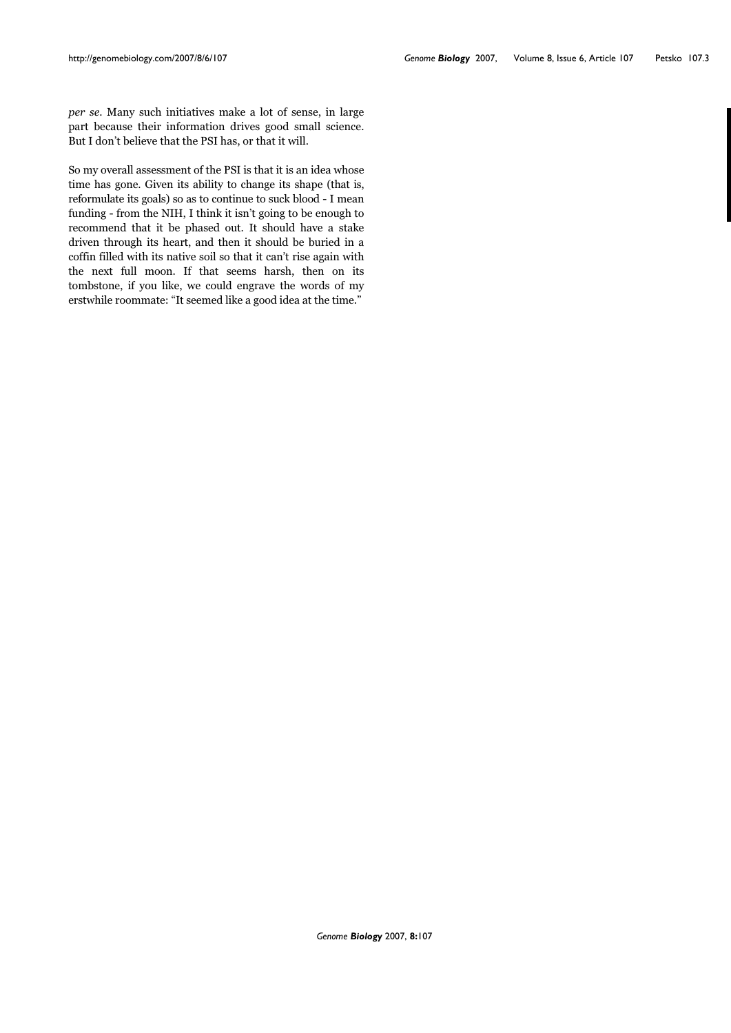*per se*. Many such initiatives make a lot of sense, in large part because their information drives good small science. But I don't believe that the PSI has, or that it will.

So my overall assessment of the PSI is that it is an idea whose time has gone. Given its ability to change its shape (that is, reformulate its goals) so as to continue to suck blood - I mean funding - from the NIH, I think it isn't going to be enough to recommend that it be phased out. It should have a stake driven through its heart, and then it should be buried in a coffin filled with its native soil so that it can't rise again with the next full moon. If that seems harsh, then on its tombstone, if you like, we could engrave the words of my erstwhile roommate: "It seemed like a good idea at the time."